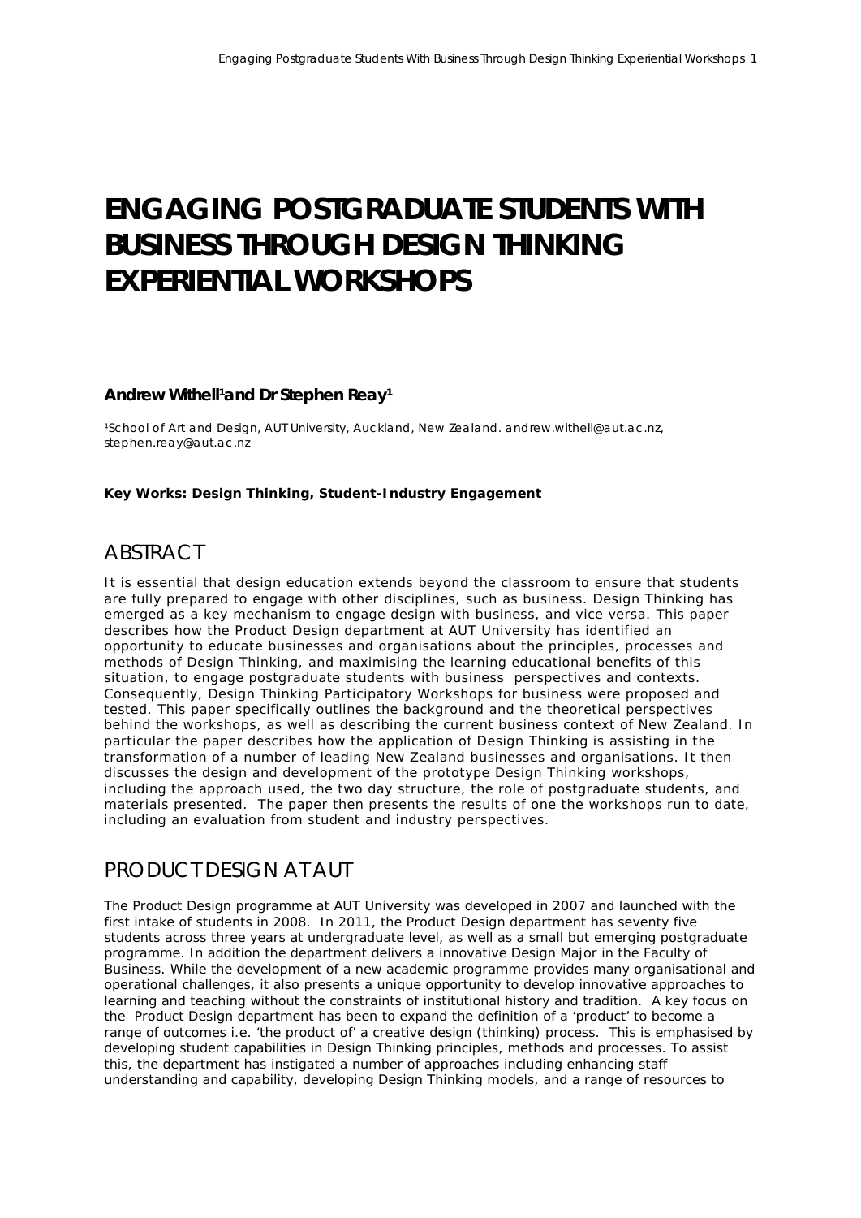# ENGAGING POSTGRADUATE STUDENTS WITH BUSINESS THROUGH DESIGN THINKING EXPERIENTIAL WORKSHOPS

**Andrew Withell[1] and Dr Stephen Reay[1]**

[1]School of Art and Design, AUT University, Auckland, New Zealand. andrew.withell@aut.ac.nz, stephen.reay@aut.ac.nz

**Key Works: Design Thinking, Student-Industry Engagement**

## ABSTRACT

It is essential that design education extends beyond the classroom to ensure that students are fully prepared to engage with other disciplines, such as business. Design Thinking has emerged as a key mechanism to engage design with business, and vice versa. This paper describes how the Product Design department at AUT University has identified an opportunity to educate businesses and organisations about the principles, processes and methods of Design Thinking, and maximising the learning educational benefits of this situation, to engage postgraduate students with business perspectives and contexts. Consequently, Design Thinking Participatory Workshops for business were proposed and tested. This paper specifically outlines the background and the theoretical perspectives behind the workshops, as well as describing the current business context of New Zealand. In particular the paper describes how the application of Design Thinking is assisting in the transformation of a number of leading New Zealand businesses and organisations. It then discusses the design and development of the prototype Design Thinking workshops, including the approach used, the two day structure, the role of postgraduate students, and materials presented. The paper then presents the results of one the workshops run to date, including an evaluation from student and industry perspectives.

## PRODUCT DESIGN AT AUT

The Product Design programme at AUT University was developed in 2007 and launched with the first intake of students in 2008. In 2011, the Product Design department has seventy five students across three years at undergraduate level, as well as a small but emerging postgraduate programme. In addition the department delivers a innovative Design Major in the Faculty of Business. While the development of a new academic programme provides many organisational and operational challenges, it also presents a unique opportunity to develop innovative approaches to learning and teaching without the constraints of institutional history and tradition. A key focus on the Product Design department has been to expand the definition of a 'product' to become a range of outcomes i.e. 'the product of' a creative design (thinking) process. This is emphasised by developing student capabilities in Design Thinking principles, methods and processes. To assist this, the department has instigated a number of approaches including enhancing staff understanding and capability, developing Design Thinking models, and a range of resources to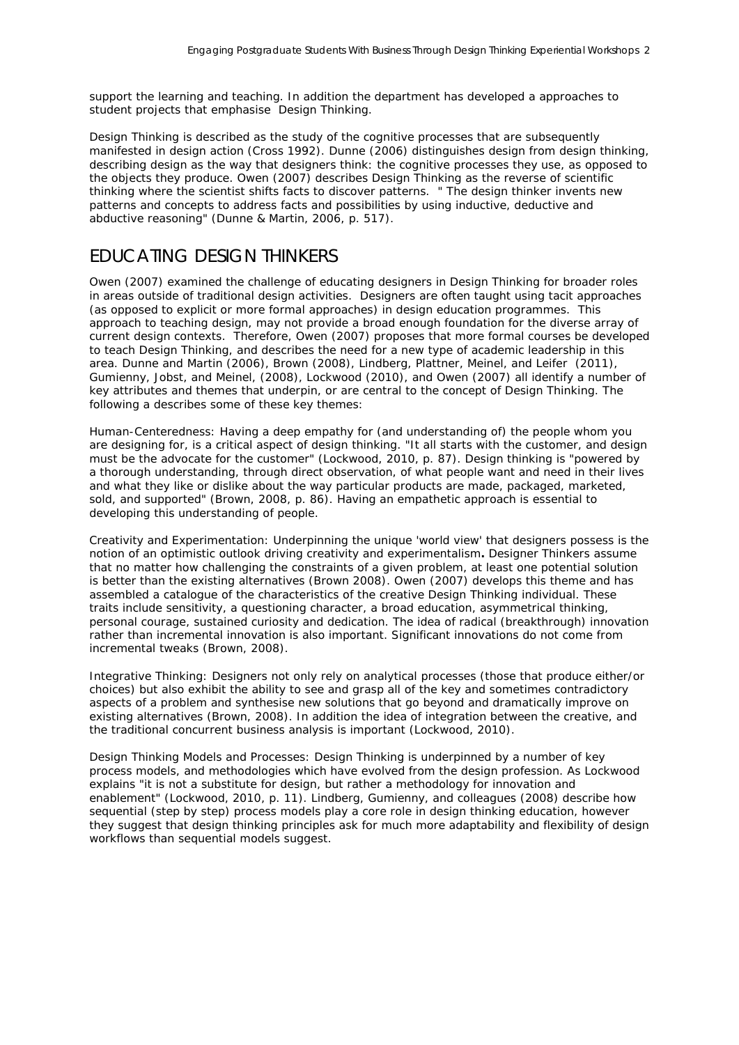support the learning and teaching. In addition the department has developed a approaches to student projects that emphasise  Design Thinking.

Design Thinking is described as the study of the cognitive processes that are subsequently manifested in design action (Cross 1992). Dunne (2006) distinguishes design from design thinking, describing design as the way that designers think: the cognitive processes they use, as opposed to the objects they produce. Owen (2007) describes Design Thinking as the reverse of scientific thinking where the scientist shifts facts to discover patterns.  " The design thinker invents new patterns and concepts to address facts and possibilities by using inductive, deductive and abductive reasoning" (Dunne & Martin, 2006, p. 517).

## EDUCATING DESIGN THINKERS

Owen (2007) examined the challenge of educating designers in Design Thinking for broader roles in areas outside of traditional design activities.  Designers are often taught using tacit approaches (as opposed to explicit or more formal approaches) in design education programmes.  This approach to teaching design, may not provide a broad enough foundation for the diverse array of current design contexts.  Therefore, Owen (2007) proposes that more formal courses be developed to teach Design Thinking, and describes the need for a new type of academic leadership in this area. Dunne and Martin (2006), Brown (2008), Lindberg, Plattner, Meinel, and Leifer  (2011), Gumienny, Jobst, and Meinel, (2008), Lockwood (2010), and Owen (2007) all identify a number of key attributes and themes that underpin, or are central to the concept of Design Thinking. The following a describes some of these key themes:

Human-Centeredness: Having a deep empathy for (and understanding of) the people whom you are designing for, is a critical aspect of design thinking. "It all starts with the customer, and design must be the advocate for the customer" (Lockwood, 2010, p. 87). Design thinking is "powered by a thorough understanding, through direct observation, of what people want and need in their lives and what they like or dislike about the way particular products are made, packaged, marketed, sold, and supported" (Brown, 2008, p. 86). Having an empathetic approach is essential to developing this understanding of people.

Creativity and Experimentation: Underpinning the unique 'world view' that designers possess is the notion of an optimistic outlook driving creativity and experimentalism**.** Designer Thinkers assume that no matter how challenging the constraints of a given problem, at least one potential solution is better than the existing alternatives (Brown 2008). Owen (2007) develops this theme and has assembled a catalogue of the characteristics of the creative Design Thinking individual. These traits include sensitivity, a questioning character, a broad education, asymmetrical thinking, personal courage, sustained curiosity and dedication. The idea of radical (breakthrough) innovation rather than incremental innovation is also important. Significant innovations do not come from incremental tweaks (Brown, 2008).

Integrative Thinking: Designers not only rely on analytical processes (those that produce either/or choices) but also exhibit the ability to see and grasp all of the key and sometimes contradictory aspects of a problem and synthesise new solutions that go beyond and dramatically improve on existing alternatives (Brown, 2008). In addition the idea of integration between the creative, and the traditional concurrent business analysis is important (Lockwood, 2010).

Design Thinking Models and Processes: Design Thinking is underpinned by a number of key process models, and methodologies which have evolved from the design profession. As Lockwood explains "it is not a substitute for design, but rather a methodology for innovation and enablement" (Lockwood, 2010, p. 11). Lindberg, Gumienny, and colleagues (2008) describe how sequential (step by step) process models play a core role in design thinking education, however they suggest that design thinking principles ask for much more adaptability and flexibility of design workflows than sequential models suggest.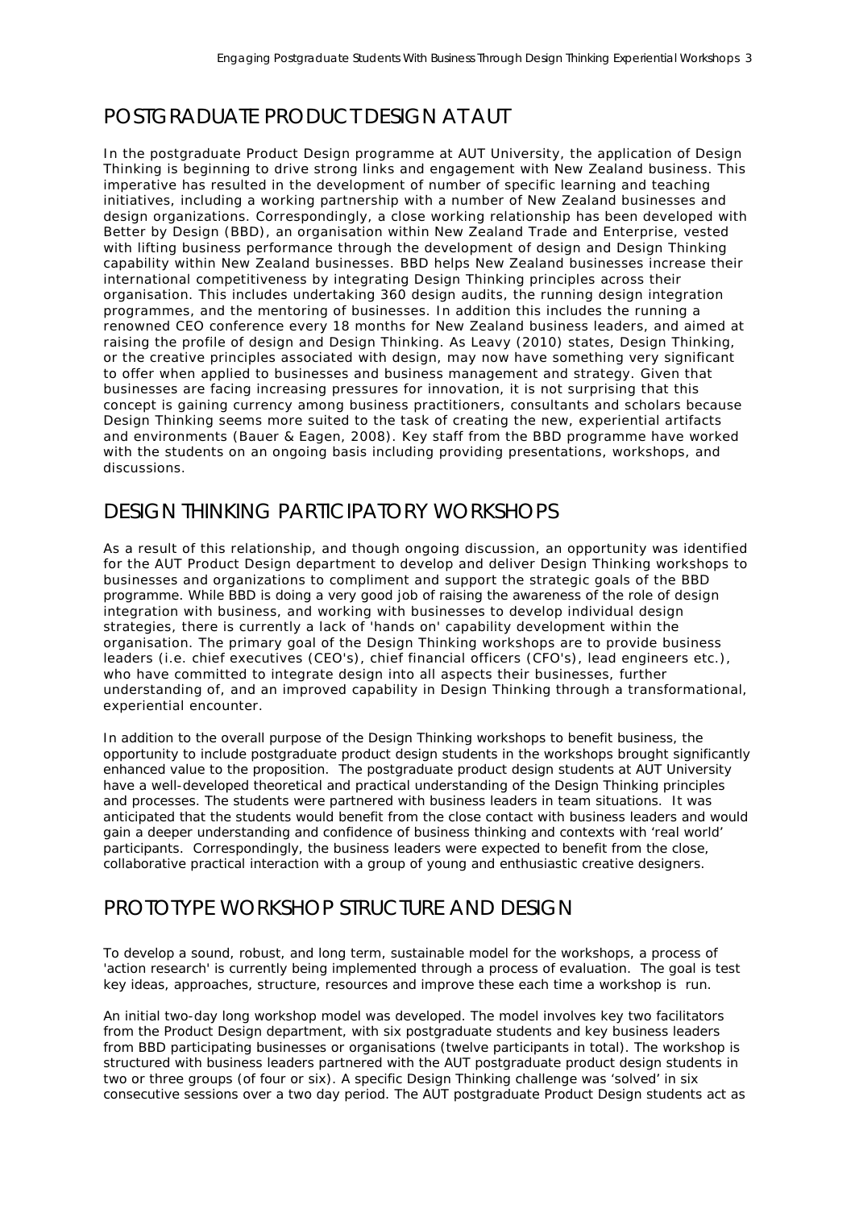## POSTGRADUATE PRODUCT DESIGN AT AUT

In the postgraduate Product Design programme at AUT University, the application of Design Thinking is beginning to drive strong links and engagement with New Zealand business. This imperative has resulted in the development of number of specific learning and teaching initiatives, including a working partnership with a number of New Zealand businesses and design organizations. Correspondingly, a close working relationship has been developed with Better by Design (BBD), an organisation within New Zealand Trade and Enterprise, vested with lifting business performance through the development of design and Design Thinking capability within New Zealand businesses. BBD helps New Zealand businesses increase their international competitiveness by integrating Design Thinking principles across their organisation. This includes undertaking 360 design audits, the running design integration programmes, and the mentoring of businesses. In addition this includes the running a renowned CEO conference every 18 months for New Zealand business leaders, and aimed at raising the profile of design and Design Thinking. As Leavy (2010) states, Design Thinking, or the creative principles associated with design, may now have something very significant to offer when applied to businesses and business management and strategy. Given that businesses are facing increasing pressures for innovation, it is not surprising that this concept is gaining currency among business practitioners, consultants and scholars because Design Thinking seems more suited to the task of creating the new, experiential artifacts and environments (Bauer & Eagen, 2008). Key staff from the BBD programme have worked with the students on an ongoing basis including providing presentations, workshops, and discussions.

## DESIGN THINKING PARTICIPATORY WORKSHOPS

As a result of this relationship, and though ongoing discussion, an opportunity was identified for the AUT Product Design department to develop and deliver Design Thinking workshops to businesses and organizations to compliment and support the strategic goals of the BBD programme. While BBD is doing a very good job of raising the awareness of the role of design integration with business, and working with businesses to develop individual design strategies, there is currently a lack of 'hands on' capability development within the organisation. The primary goal of the Design Thinking workshops are to provide business leaders (i.e. chief executives (CEO's), chief financial officers (CFO's), lead engineers etc.), who have committed to integrate design into all aspects their businesses, further understanding of, and an improved capability in Design Thinking through a transformational, experiential encounter.

In addition to the overall purpose of the Design Thinking workshops to benefit business, the opportunity to include postgraduate product design students in the workshops brought significantly enhanced value to the proposition. The postgraduate product design students at AUT University have a well-developed theoretical and practical understanding of the Design Thinking principles and processes. The students were partnered with business leaders in team situations. It was anticipated that the students would benefit from the close contact with business leaders and would gain a deeper understanding and confidence of business thinking and contexts with 'real world' participants. Correspondingly, the business leaders were expected to benefit from the close, collaborative practical interaction with a group of young and enthusiastic creative designers.

## PROTOTYPE WORKSHOP STRUCTURE AND DESIGN

To develop a sound, robust, and long term, sustainable model for the workshops, a process of 'action research' is currently being implemented through a process of evaluation. The goal is test key ideas, approaches, structure, resources and improve these each time a workshop is run.

An initial two-day long workshop model was developed. The model involves key two facilitators from the Product Design department, with six postgraduate students and key business leaders from BBD participating businesses or organisations (twelve participants in total). The workshop is structured with business leaders partnered with the AUT postgraduate product design students in two or three groups (of four or six). A specific Design Thinking challenge was 'solved' in six consecutive sessions over a two day period. The AUT postgraduate Product Design students act as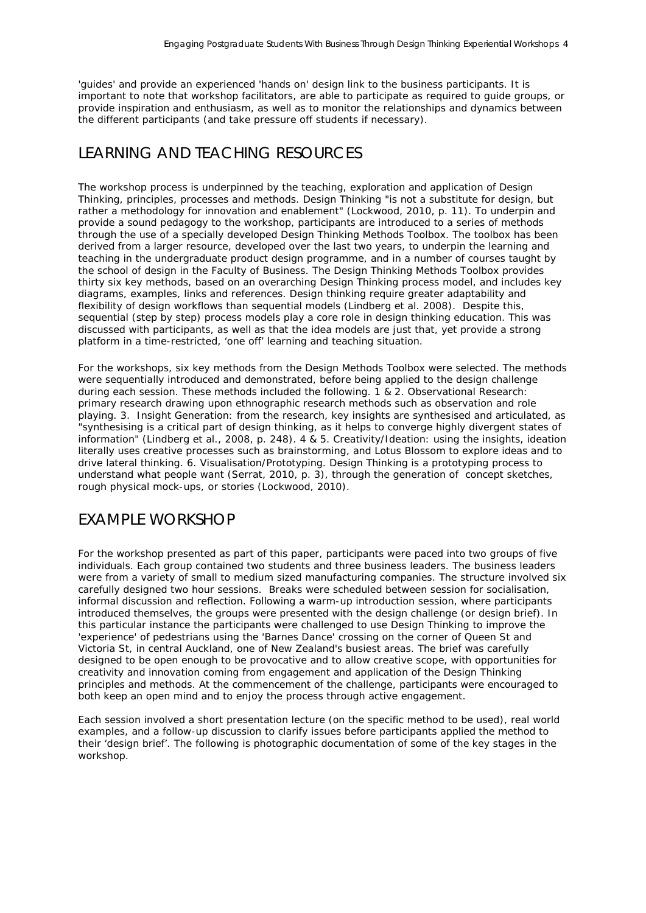'guides' and provide an experienced 'hands on' design link to the business participants. It is important to note that workshop facilitators, are able to participate as required to guide groups, or provide inspiration and enthusiasm, as well as to monitor the relationships and dynamics between the different participants (and take pressure off students if necessary).

## LEARNING AND TEACHING RESOURCES

The workshop process is underpinned by the teaching, exploration and application of Design Thinking, principles, processes and methods. Design Thinking "is not a substitute for design, but rather a methodology for innovation and enablement" (Lockwood, 2010, p. 11). To underpin and provide a sound pedagogy to the workshop, participants are introduced to a series of methods through the use of a specially developed Design Thinking Methods Toolbox. The toolbox has been derived from a larger resource, developed over the last two years, to underpin the learning and teaching in the undergraduate product design programme, and in a number of courses taught by the school of design in the Faculty of Business. The Design Thinking Methods Toolbox provides thirty six key methods, based on an overarching Design Thinking process model, and includes key diagrams, examples, links and references. Design thinking require greater adaptability and flexibility of design workflows than sequential models (Lindberg et al. 2008). Despite this, sequential (step by step) process models play a core role in design thinking education. This was discussed with participants, as well as that the idea models are just that, yet provide a strong platform in a time-restricted, 'one off' learning and teaching situation.

For the workshops, six key methods from the Design Methods Toolbox were selected. The methods were sequentially introduced and demonstrated, before being applied to the design challenge during each session. These methods included the following. 1 & 2. Observational Research: primary research drawing upon ethnographic research methods such as observation and role playing. 3. Insight Generation: from the research, key insights are synthesised and articulated, as "synthesising is a critical part of design thinking, as it helps to converge highly divergent states of information" (Lindberg et al., 2008, p. 248). 4 & 5. Creativity/Ideation: using the insights, ideation literally uses creative processes such as brainstorming, and Lotus Blossom to explore ideas and to drive lateral thinking. 6. Visualisation/Prototyping. Design Thinking is a prototyping process to understand what people want (Serrat, 2010, p. 3), through the generation of concept sketches, rough physical mock-ups, or stories (Lockwood, 2010).

## EXAMPLE WORKSHOP

For the workshop presented as part of this paper, participants were paced into two groups of five individuals. Each group contained two students and three business leaders. The business leaders were from a variety of small to medium sized manufacturing companies. The structure involved six carefully designed two hour sessions. Breaks were scheduled between session for socialisation, informal discussion and reflection. Following a warm-up introduction session, where participants introduced themselves, the groups were presented with the design challenge (or design brief). In this particular instance the participants were challenged to use Design Thinking to improve the 'experience' of pedestrians using the 'Barnes Dance' crossing on the corner of Queen St and Victoria St, in central Auckland, one of New Zealand's busiest areas. The brief was carefully designed to be open enough to be provocative and to allow creative scope, with opportunities for creativity and innovation coming from engagement and application of the Design Thinking principles and methods. At the commencement of the challenge, participants were encouraged to both keep an open mind and to enjoy the process through active engagement.

Each session involved a short presentation lecture (on the specific method to be used), real world examples, and a follow-up discussion to clarify issues before participants applied the method to their 'design brief'. The following is photographic documentation of some of the key stages in the workshop.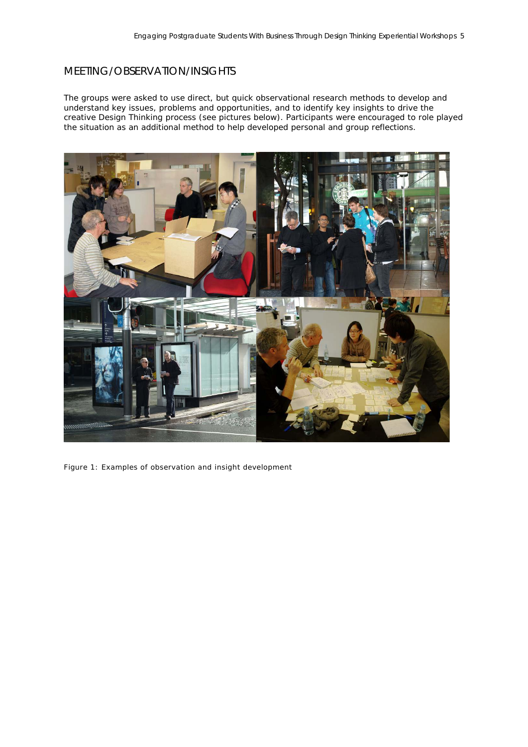## MEETING/OBSERVATION/INSIGHTS

The groups were asked to use direct, but quick observational research methods to develop and understand key issues, problems and opportunities, and to identify key insights to drive the creative Design Thinking process (see pictures below). Participants were encouraged to role played the situation as an additional method to help developed personal and group reflections.

Figure 1: Examples of observation and insight development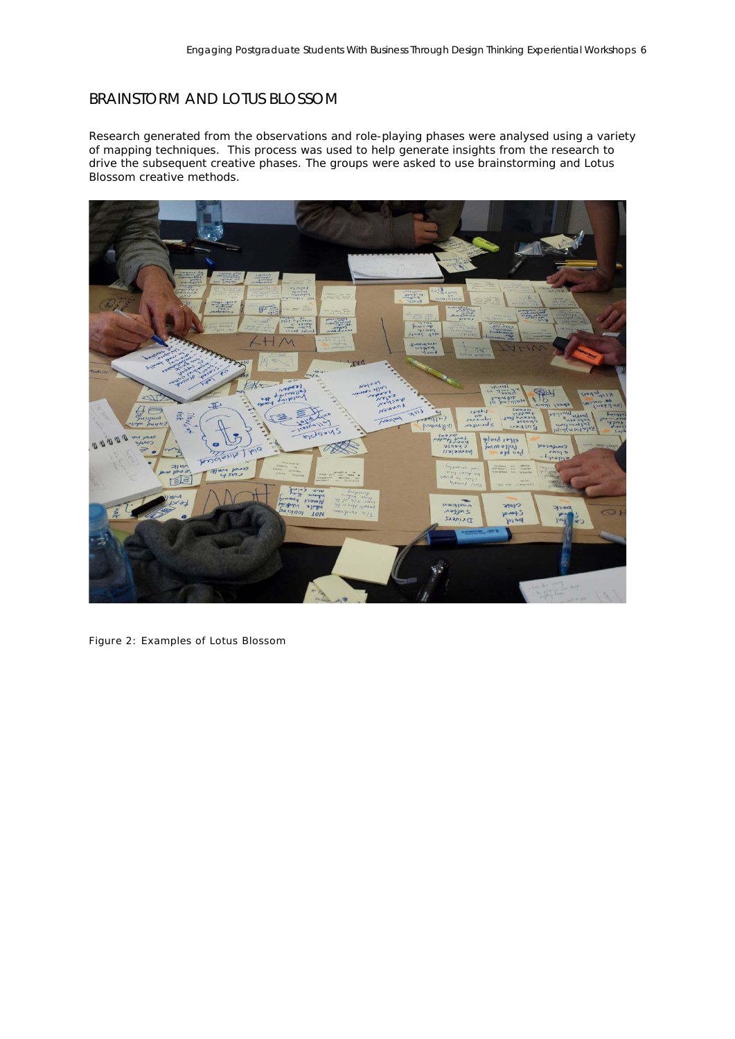## BRAINSTORM AND LOTUS BLOSSOM

Research generated from the observations and role-playing phases were analysed using a variety of mapping techniques. This process was used to help generate insights from the research to drive the subsequent creative phases. The groups were asked to use brainstorming and Lotus Blossom creative methods.

Figure 2: Examples of Lotus Blossom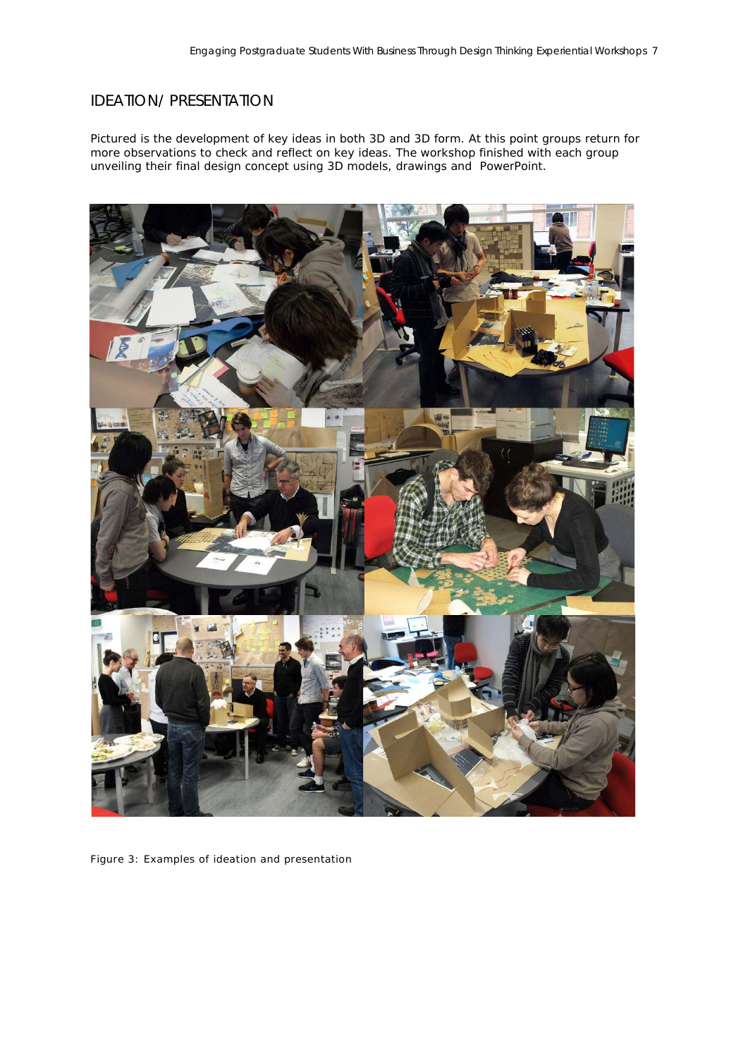## IDEATION/ PRESENTATION

Pictured is the development of key ideas in both 3D and 3D form. At this point groups return for more observations to check and reflect on key ideas. The workshop finished with each group unveiling their final design concept using 3D models, drawings and PowerPoint.

Figure 3: Examples of ideation and presentation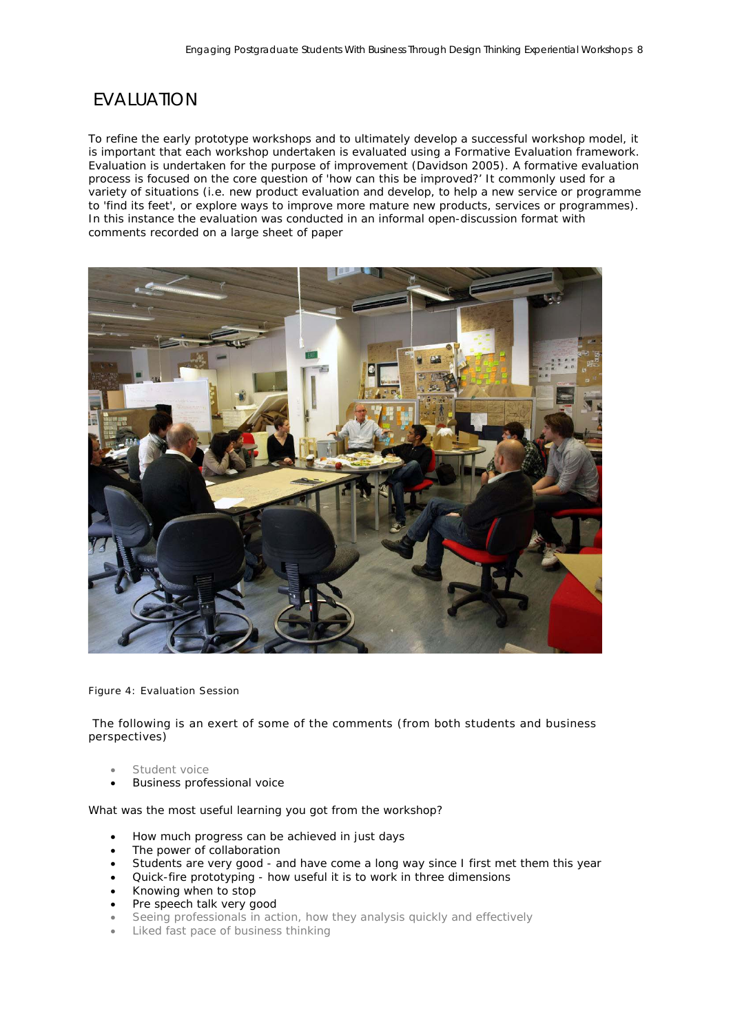# EVALUATION

To refine the early prototype workshops and to ultimately develop a successful workshop model, it is important that each workshop undertaken is evaluated using a Formative Evaluation framework. Evaluation is undertaken for the purpose of improvement (Davidson 2005). A formative evaluation process is focused on the core question of 'how can this be improved?' It commonly used for a variety of situations (i.e. new product evaluation and develop, to help a new service or programme to 'find its feet', or explore ways to improve more mature new products, services or programmes). In this instance the evaluation was conducted in an informal open-discussion format with comments recorded on a large sheet of paper

Figure 4: Evaluation Session

The following is an exert of some of the comments (from both students and business perspectives)

- Student voice
- Business professional voice

What was the most useful learning you got from the workshop?

- How much progress can be achieved in just days
- The power of collaboration
- Students are very good - and have come a long way since I first met them this year
- Quick-fire prototyping - how useful it is to work in three dimensions
- Knowing when to stop
- Pre speech talk very good
- Seeing professionals in action, how they analysis quickly and effectively
- Liked fast pace of business thinking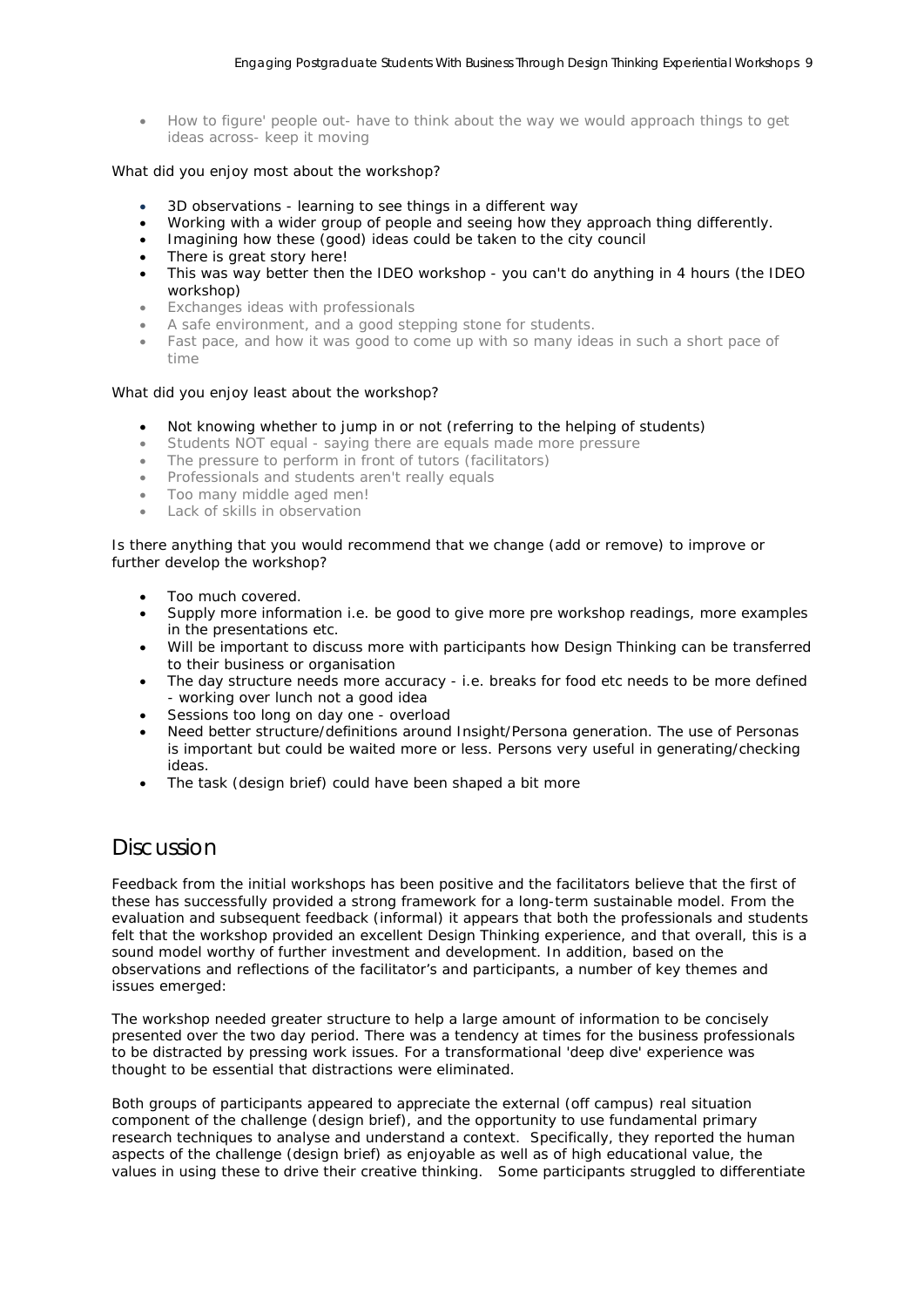- How to figure' people out- have to think about the way we would approach things to get ideas across- keep it moving

What did you enjoy most about the workshop?

- 3D observations - learning to see things in a different way
- Working with a wider group of people and seeing how they approach thing differently.
- Imagining how these (good) ideas could be taken to the city council
- There is great story here!
- This was way better then the IDEO workshop - you can't do anything in 4 hours (the IDEO workshop)
- Exchanges ideas with professionals
- A safe environment, and a good stepping stone for students.
- Fast pace, and how it was good to come up with so many ideas in such a short pace of time

What did you enjoy least about the workshop?

- Not knowing whether to jump in or not (referring to the helping of students)
- Students NOT equal - saying there are equals made more pressure
- The pressure to perform in front of tutors (facilitators)
- Professionals and students aren't really equals
- Too many middle aged men!
- Lack of skills in observation

Is there anything that you would recommend that we change (add or remove) to improve or further develop the workshop?

- Too much covered.
- Supply more information i.e. be good to give more pre workshop readings, more examples in the presentations etc.
- Will be important to discuss more with participants how Design Thinking can be transferred to their business or organisation
- The day structure needs more accuracy - i.e. breaks for food etc needs to be more defined - working over lunch not a good idea
- Sessions too long on day one - overload
- Need better structure/definitions around Insight/Persona generation. The use of Personas is important but could be waited more or less. Persons very useful in generating/checking ideas.
- The task (design brief) could have been shaped a bit more

# Discussion

Feedback from the initial workshops has been positive and the facilitators believe that the first of these has successfully provided a strong framework for a long-term sustainable model. From the evaluation and subsequent feedback (informal) it appears that both the professionals and students felt that the workshop provided an excellent Design Thinking experience, and that overall, this is a sound model worthy of further investment and development. In addition, based on the observations and reflections of the facilitator's and participants, a number of key themes and issues emerged:

The workshop needed greater structure to help a large amount of information to be concisely presented over the two day period. There was a tendency at times for the business professionals to be distracted by pressing work issues. For a transformational 'deep dive' experience was thought to be essential that distractions were eliminated.

Both groups of participants appeared to appreciate the external (off campus) real situation component of the challenge (design brief), and the opportunity to use fundamental primary research techniques to analyse and understand a context. Specifically, they reported the human aspects of the challenge (design brief) as enjoyable as well as of high educational value, the values in using these to drive their creative thinking. Some participants struggled to differentiate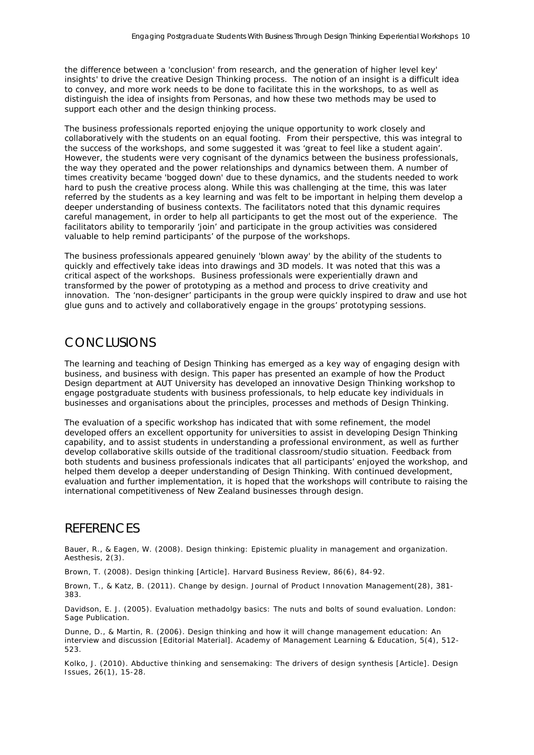the difference between a 'conclusion' from research, and the generation of higher level key' insights' to drive the creative Design Thinking process. The notion of an insight is a difficult idea to convey, and more work needs to be done to facilitate this in the workshops, to as well as distinguish the idea of insights from Personas, and how these two methods may be used to support each other and the design thinking process.

The business professionals reported enjoying the unique opportunity to work closely and collaboratively with the students on an equal footing. From their perspective, this was integral to the success of the workshops, and some suggested it was 'great to feel like a student again'. However, the students were very cognisant of the dynamics between the business professionals, the way they operated and the power relationships and dynamics between them. A number of times creativity became 'bogged down' due to these dynamics, and the students needed to work hard to push the creative process along. While this was challenging at the time, this was later referred by the students as a key learning and was felt to be important in helping them develop a deeper understanding of business contexts. The facilitators noted that this dynamic requires careful management, in order to help all participants to get the most out of the experience. The facilitators ability to temporarily 'join' and participate in the group activities was considered valuable to help remind participants' of the purpose of the workshops.

The business professionals appeared genuinely 'blown away' by the ability of the students to quickly and effectively take ideas into drawings and 3D models. It was noted that this was a critical aspect of the workshops. Business professionals were experientially drawn and transformed by the power of prototyping as a method and process to drive creativity and innovation. The 'non-designer' participants in the group were quickly inspired to draw and use hot glue guns and to actively and collaboratively engage in the groups' prototyping sessions.

# CONCLUSIONS

The learning and teaching of Design Thinking has emerged as a key way of engaging design with business, and business with design. This paper has presented an example of how the Product Design department at AUT University has developed an innovative Design Thinking workshop to engage postgraduate students with business professionals, to help educate key individuals in businesses and organisations about the principles, processes and methods of Design Thinking.

The evaluation of a specific workshop has indicated that with some refinement, the model developed offers an excellent opportunity for universities to assist in developing Design Thinking capability, and to assist students in understanding a professional environment, as well as further develop collaborative skills outside of the traditional classroom/studio situation. Feedback from both students and business professionals indicates that all participants' enjoyed the workshop, and helped them develop a deeper understanding of Design Thinking. With continued development, evaluation and further implementation, it is hoped that the workshops will contribute to raising the international competitiveness of New Zealand businesses through design.

# REFERENCES

Bauer, R., & Eagen, W. (2008). Design thinking: Epistemic pluality in management and organization. Aesthesis, 2(3).

Brown, T. (2008). Design thinking [Article]. Harvard Business Review, 86(6), 84-92.

Brown, T., & Katz, B. (2011). Change by design. Journal of Product Innovation Management(28), 381-383.

Davidson, E. J. (2005). Evaluation methadolgy basics: The nuts and bolts of sound evaluation. London: Sage Publication.

Dunne, D., & Martin, R. (2006). Design thinking and how it will change management education: An interview and discussion [Editorial Material]. Academy of Management Learning & Education, 5(4), 512-523.

Kolko, J. (2010). Abductive thinking and sensemaking: The drivers of design synthesis [Article]. Design Issues, 26(1), 15-28.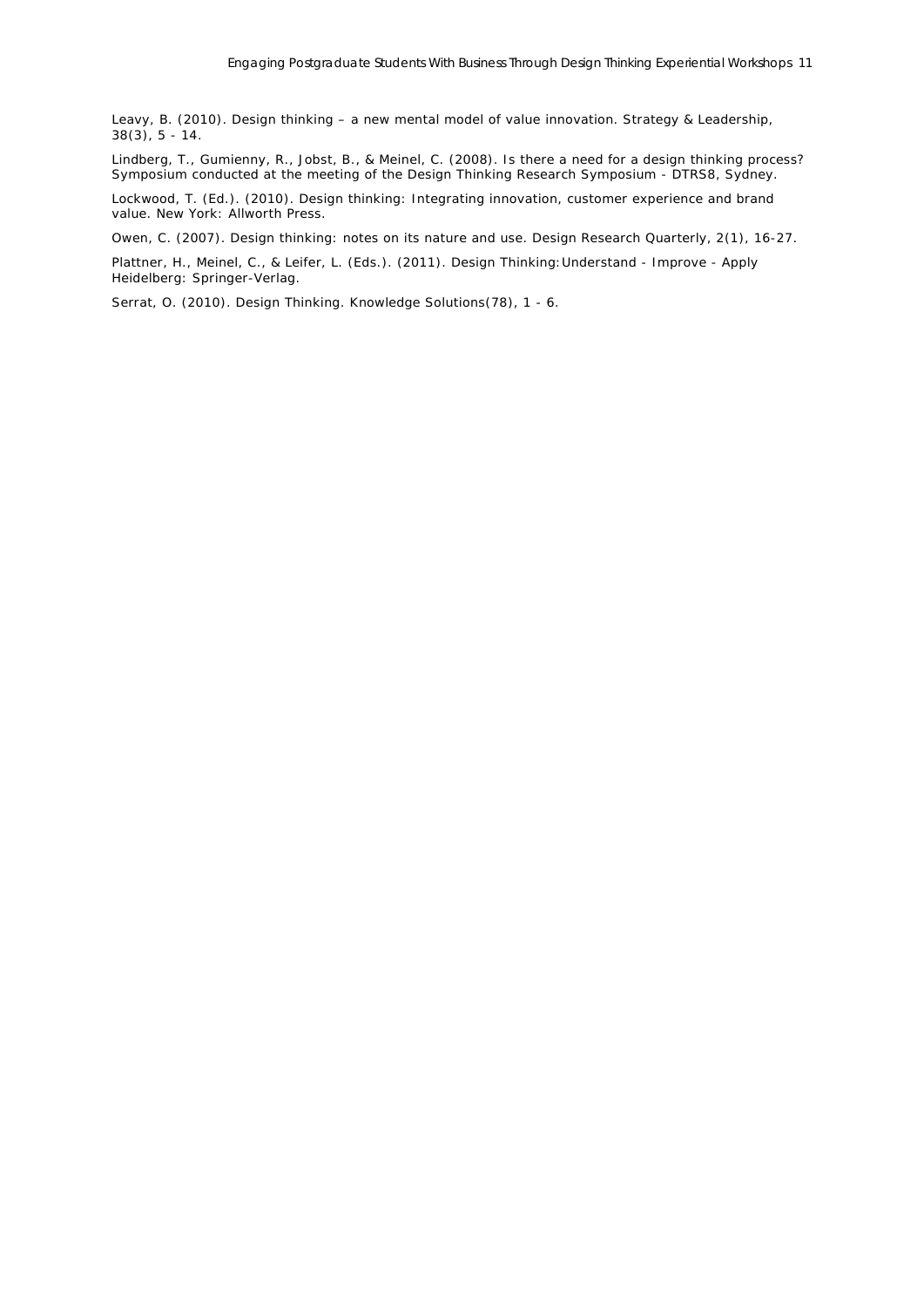Leavy, B. (2010). Design thinking – a new mental model of value innovation. Strategy & Leadership, 38(3), 5 - 14.

Lindberg, T., Gumienny, R., Jobst, B., & Meinel, C. (2008). Is there a need for a design thinking process? Symposium conducted at the meeting of the Design Thinking Research Symposium - DTRS8, Sydney.

Lockwood, T. (Ed.). (2010). Design thinking: Integrating innovation, customer experience and brand value. New York: Allworth Press.

Owen, C. (2007). Design thinking: notes on its nature and use. Design Research Quarterly, 2(1), 16-27.

Plattner, H., Meinel, C., & Leifer, L. (Eds.). (2011). Design Thinking: Understand - Improve - Apply Heidelberg: Springer-Verlag.

Serrat, O. (2010). Design Thinking. Knowledge Solutions(78), 1 - 6.